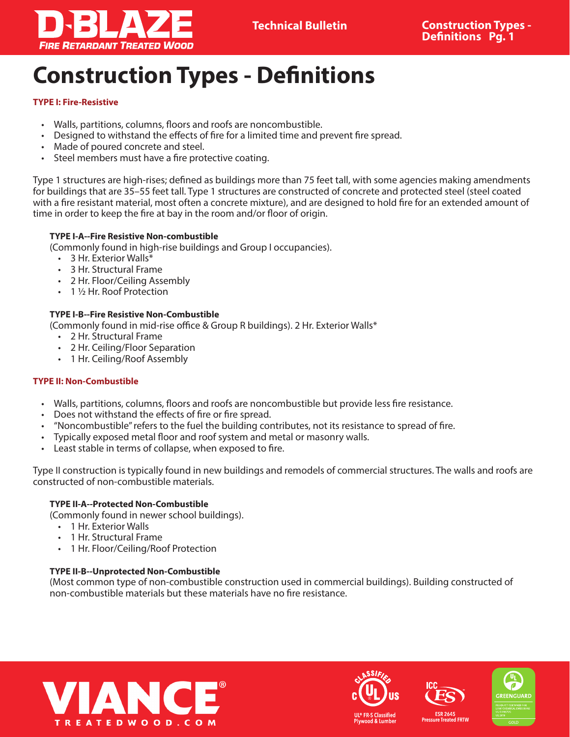# Construction Types - Definitions

**TYPE I: Fire-Resistive**

- Walls, partitions, columns, floors and roofs are noncombustible.
- Designed to withstand the effects of fire for a limited time and prevent fire spread.
- Made of poured concrete and steel.
- Steel members must have a fire protective coating.

Type 1 structures are high-rises; defined as buildings more than 75 feet tall, with some agencies making amendments for buildings that are 35–55 feet tall. Type 1 structures are constructed of concrete and protected steel (steel coated with a fire resistant material, most often a concrete mixture), and are designed to hold fire for an extended amount of time in order to keep the fire at bay in the room and/or floor of origin.

**TYPE I-A--Fire Resistive Non-combustible**

(Commonly found in high-rise buildings and Group I occupancies).

- 3 Hr. Exterior Walls*
- 3 Hr. Structural Frame
- 2 Hr. Floor/Ceiling Assembly
- 1 ½ Hr. Roof Protection

**TYPE I-B--Fire Resistive Non-Combustible**

(Commonly found in mid-rise office & Group R buildings). 2 Hr. Exterior Walls*

- 2 Hr. Structural Frame
- 2 Hr. Ceiling/Floor Separation
- 1 Hr. Ceiling/Roof Assembly

**TYPE II: Non-Combustible**

- Walls, partitions, columns, floors and roofs are noncombustible but provide less fire resistance.
- Does not withstand the effects of fire or fire spread.
- "Noncombustible" refers to the fuel the building contributes, not its resistance to spread of fire.
- Typically exposed metal floor and roof system and metal or masonry walls.
- Least stable in terms of collapse, when exposed to fire.

Type II construction is typically found in new buildings and remodels of commercial structures. The walls and roofs are constructed of non-combustible materials.

**TYPE II-A--Protected Non-Combustible**

(Commonly found in newer school buildings).

- 1 Hr. Exterior Walls
- 1 Hr. Structural Frame
- 1 Hr. Floor/Ceiling/Roof Protection

**TYPE II-B--Unprotected Non-Combustible**

(Most common type of non-combustible construction used in commercial buildings). Building constructed of non-combustible materials but these materials have no fire resistance.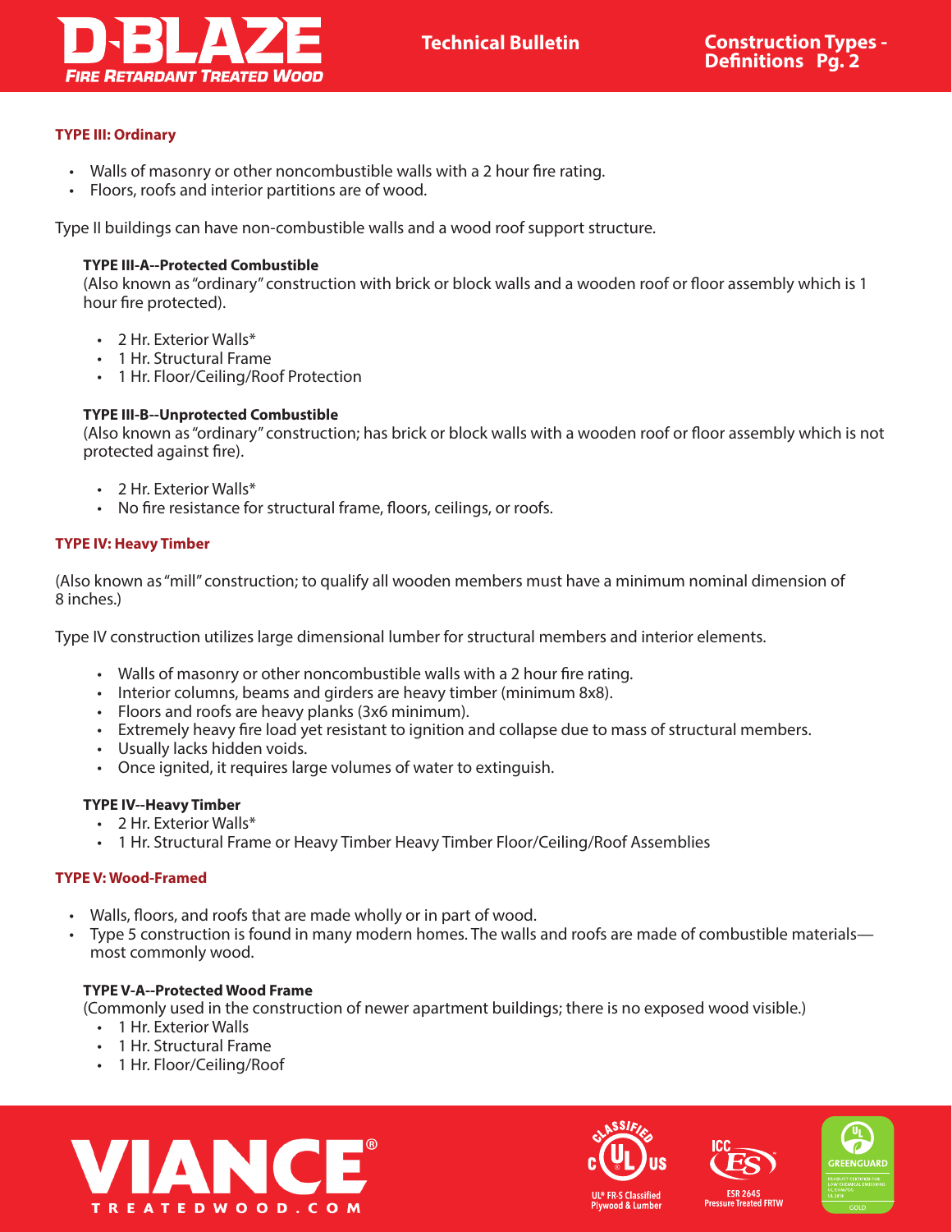## TYPE III: Ordinary

- Walls of masonry or other noncombustible walls with a 2 hour fire rating.
- Floors, roofs and interior partitions are of wood.

Type II buildings can have non-combustible walls and a wood roof support structure.

### TYPE III-A--Protected Combustible

(Also known as "ordinary" construction with brick or block walls and a wooden roof or floor assembly which is 1 hour fire protected).

- 2 Hr. Exterior Walls*
- 1 Hr. Structural Frame
- 1 Hr. Floor/Ceiling/Roof Protection

### TYPE III-B--Unprotected Combustible

(Also known as "ordinary" construction; has brick or block walls with a wooden roof or floor assembly which is not protected against fire).

- 2 Hr. Exterior Walls*
- No fire resistance for structural frame, floors, ceilings, or roofs.

## TYPE IV: Heavy Timber

(Also known as "mill" construction; to qualify all wooden members must have a minimum nominal dimension of 8 inches.)

Type IV construction utilizes large dimensional lumber for structural members and interior elements.

- Walls of masonry or other noncombustible walls with a 2 hour fire rating.
- Interior columns, beams and girders are heavy timber (minimum 8x8).
- Floors and roofs are heavy planks (3x6 minimum).
- Extremely heavy fire load yet resistant to ignition and collapse due to mass of structural members.
- Usually lacks hidden voids.
- Once ignited, it requires large volumes of water to extinguish.

### TYPE IV--Heavy Timber

- 2 Hr. Exterior Walls*
- 1 Hr. Structural Frame or Heavy Timber Heavy Timber Floor/Ceiling/Roof Assemblies

## TYPE V: Wood-Framed

- Walls, floors, and roofs that are made wholly or in part of wood.
- Type 5 construction is found in many modern homes. The walls and roofs are made of combustible materials—most commonly wood.

### TYPE V-A--Protected Wood Frame

(Commonly used in the construction of newer apartment buildings; there is no exposed wood visible.)

- 1 Hr. Exterior Walls
- 1 Hr. Structural Frame
- 1 Hr. Floor/Ceiling/Roof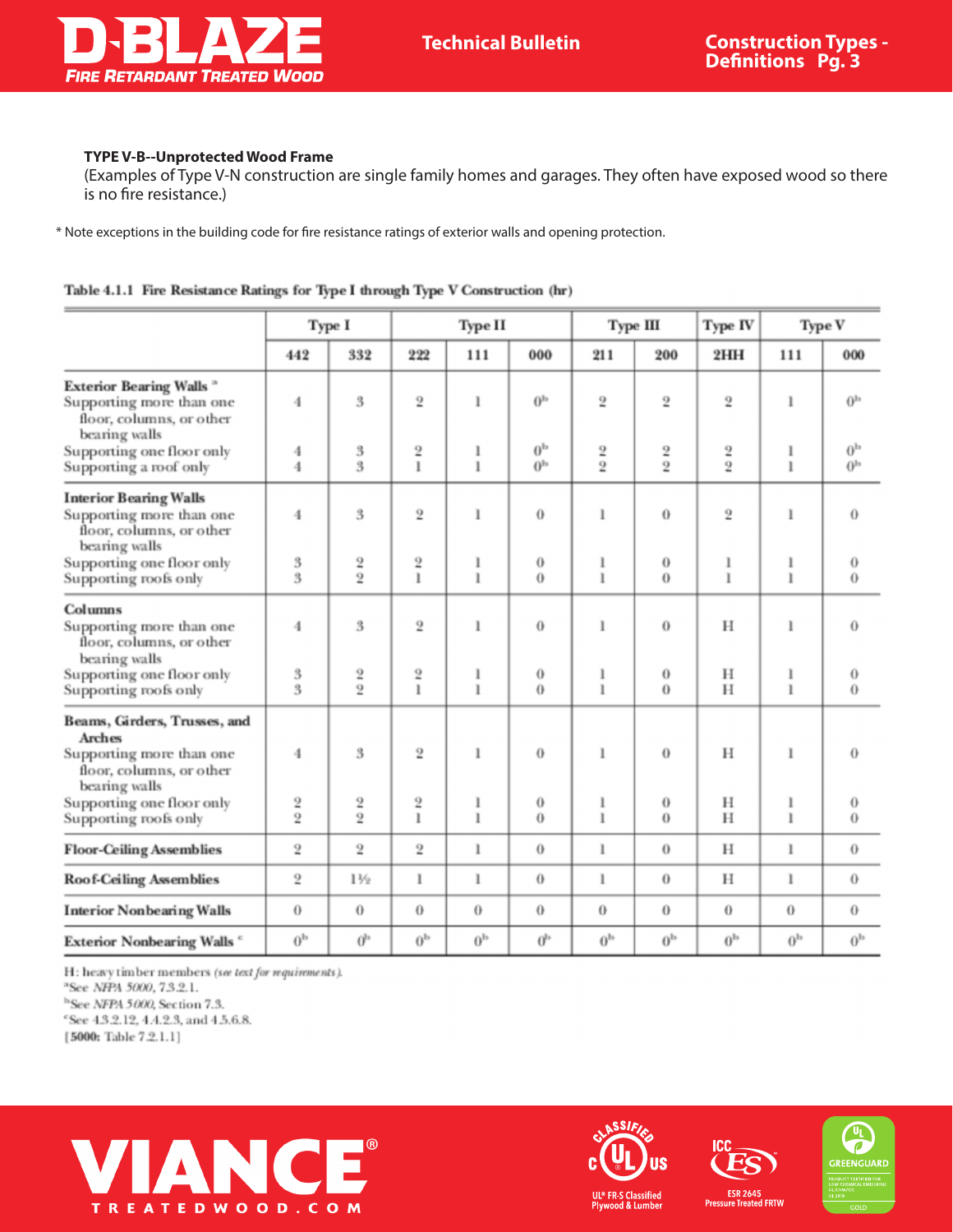**TYPE V-B--Unprotected Wood Frame**
(Examples of Type V-N construction are single family homes and garages. They often have exposed wood so there is no fire resistance.)

* Note exceptions in the building code for fire resistance ratings of exterior walls and opening protection.

**Table 4.1.1 Fire Resistance Ratings for Type I through Type V Construction (hr)**

| | Type I | | Type II | | | Type III | | Type IV | Type V | |
|---|---|---|---|---|---|---|---|---|---|---|
| | 442 | 332 | 222 | 111 | 000 | 211 | 200 | 2HH | 111 | 000 |
| **Exterior Bearing Walls** [a] | | | | | | | | | | |
| Supporting more than one floor, columns, or other bearing walls | 4 | 3 | 2 | 1 | 0[b] | 2 | 2 | 2 | 1 | 0[b] |
| Supporting one floor only | 4 | 3 | 2 | 1 | 0[b] | 2 | 2 | 2 | 1 | 0[b] |
| Supporting a roof only | 4 | 3 | 1 | 1 | 0[b] | 2 | 2 | 2 | 1 | 0[b] |
| **Interior Bearing Walls** | | | | | | | | | | |
| Supporting more than one floor, columns, or other bearing walls | 4 | 3 | 2 | 1 | 0 | 1 | 0 | 2 | 1 | 0 |
| Supporting one floor only | 3 | 2 | 2 | 1 | 0 | 1 | 0 | 1 | 1 | 0 |
| Supporting roofs only | 3 | 2 | 1 | 1 | 0 | 1 | 0 | 1 | 1 | 0 |
| **Columns** | | | | | | | | | | |
| Supporting more than one floor, columns, or other bearing walls | 4 | 3 | 2 | 1 | 0 | 1 | 0 | H | 1 | 0 |
| Supporting one floor only | 3 | 2 | 2 | 1 | 0 | 1 | 0 | H | 1 | 0 |
| Supporting roofs only | 3 | 2 | 1 | 1 | 0 | 1 | 0 | H | 1 | 0 |
| **Beams, Girders, Trusses, and Arches** | | | | | | | | | | |
| Supporting more than one floor, columns, or other bearing walls | 4 | 3 | 2 | 1 | 0 | 1 | 0 | H | 1 | 0 |
| Supporting one floor only | 2 | 2 | 2 | 1 | 0 | 1 | 0 | H | 1 | 0 |
| Supporting roofs only | 2 | 2 | 1 | 1 | 0 | 1 | 0 | H | 1 | 0 |
| **Floor-Ceiling Assemblies** | 2 | 2 | 2 | 1 | 0 | 1 | 0 | H | 1 | 0 |
| **Roof-Ceiling Assemblies** | 2 | 1½ | 1 | 1 | 0 | 1 | 0 | H | 1 | 0 |
| **Interior Nonbearing Walls** | 0 | 0 | 0 | 0 | 0 | 0 | 0 | 0 | 0 | 0 |
| **Exterior Nonbearing Walls** [c] | 0[b] | 0[b] | 0[b] | 0[b] | 0[b] | 0[b] | 0[b] | 0[b] | 0[b] | 0[b] |

H: heavy timber members (*see text for requirements*).
[a]See *NFPA 5000*, 7.3.2.1.
[b]See *NFPA 5000*, Section 7.3.
[c]See 4.3.2.12, 4.4.2.3, and 4.5.6.8.
[**5000:** Table 7.2.1.1]